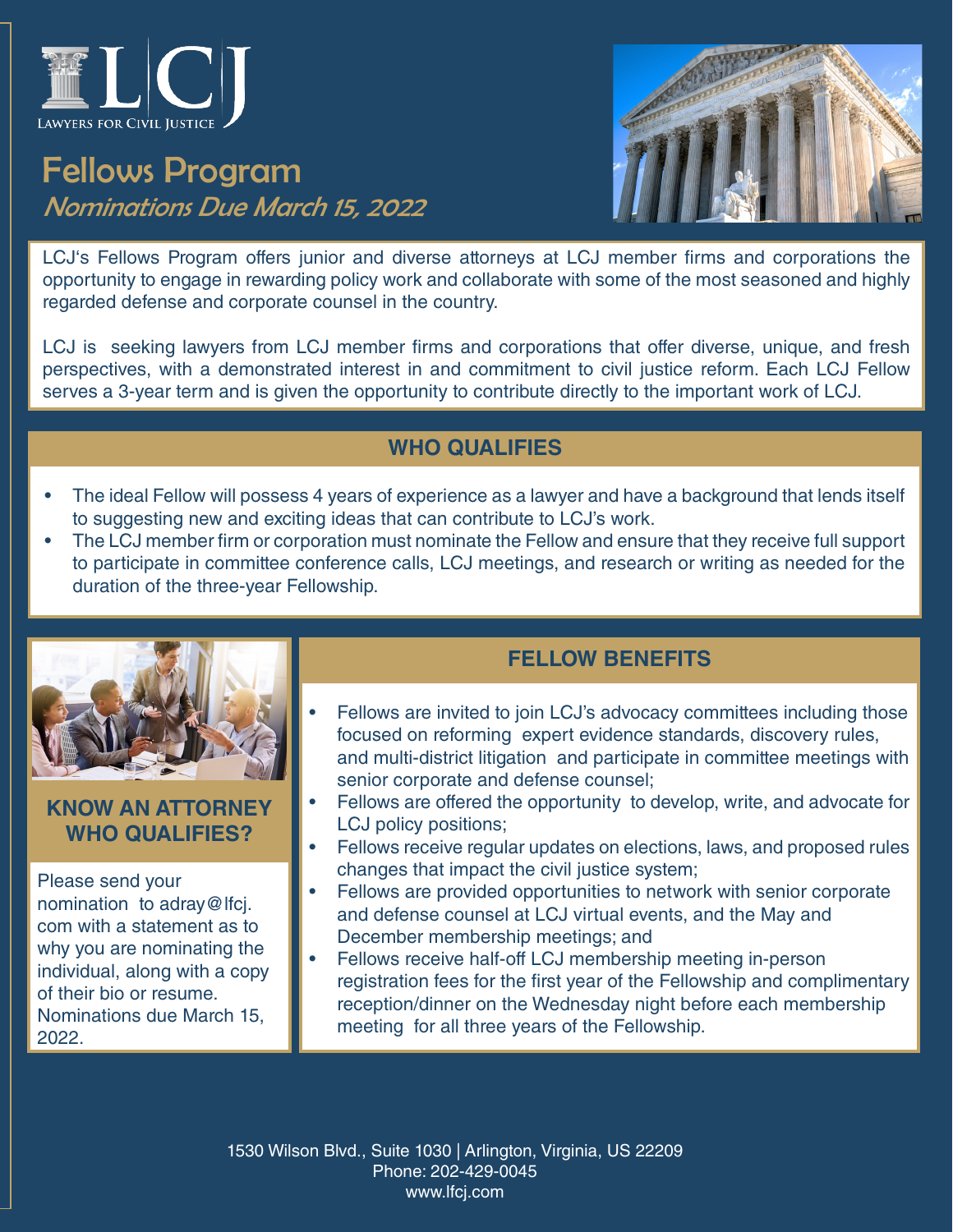LAWYERS FOR CIVIL JUSTICE

# Fellows Program

*Nominations Due March 15, 2022*

LCJ's Fellows Program offers junior and diverse attorneys at LCJ member firms and corporations the opportunity to engage in rewarding policy work and collaborate with some of the most seasoned and highly regarded defense and corporate counsel in the country.

LCJ is seeking lawyers from LCJ member firms and corporations that offer diverse, unique, and fresh perspectives, with a demonstrated interest in and commitment to civil justice reform. Each LCJ Fellow serves a 3-year term and is given the opportunity to contribute directly to the important work of LCJ.

## WHO QUALIFIES

- The ideal Fellow will possess 4 years of experience as a lawyer and have a background that lends itself to suggesting new and exciting ideas that can contribute to LCJ's work.
- The LCJ member firm or corporation must nominate the Fellow and ensure that they receive full support to participate in committee conference calls, LCJ meetings, and research or writing as needed for the duration of the three-year Fellowship.

## KNOW AN ATTORNEY WHO QUALIFIES?

Please send your nomination to adray@lfcj.com with a statement as to why you are nominating the individual, along with a copy of their bio or resume. Nominations due March 15, 2022.

## FELLOW BENEFITS

- Fellows are invited to join LCJ's advocacy committees including those focused on reforming expert evidence standards, discovery rules, and multi-district litigation and participate in committee meetings with senior corporate and defense counsel;
- Fellows are offered the opportunity to develop, write, and advocate for LCJ policy positions;
- Fellows receive regular updates on elections, laws, and proposed rules changes that impact the civil justice system;
- Fellows are provided opportunities to network with senior corporate and defense counsel at LCJ virtual events, and the May and December membership meetings; and
- Fellows receive half-off LCJ membership meeting in-person registration fees for the first year of the Fellowship and complimentary reception/dinner on the Wednesday night before each membership meeting for all three years of the Fellowship.

1530 Wilson Blvd., Suite 1030 | Arlington, Virginia, US 22209
Phone: 202-429-0045
www.lfcj.com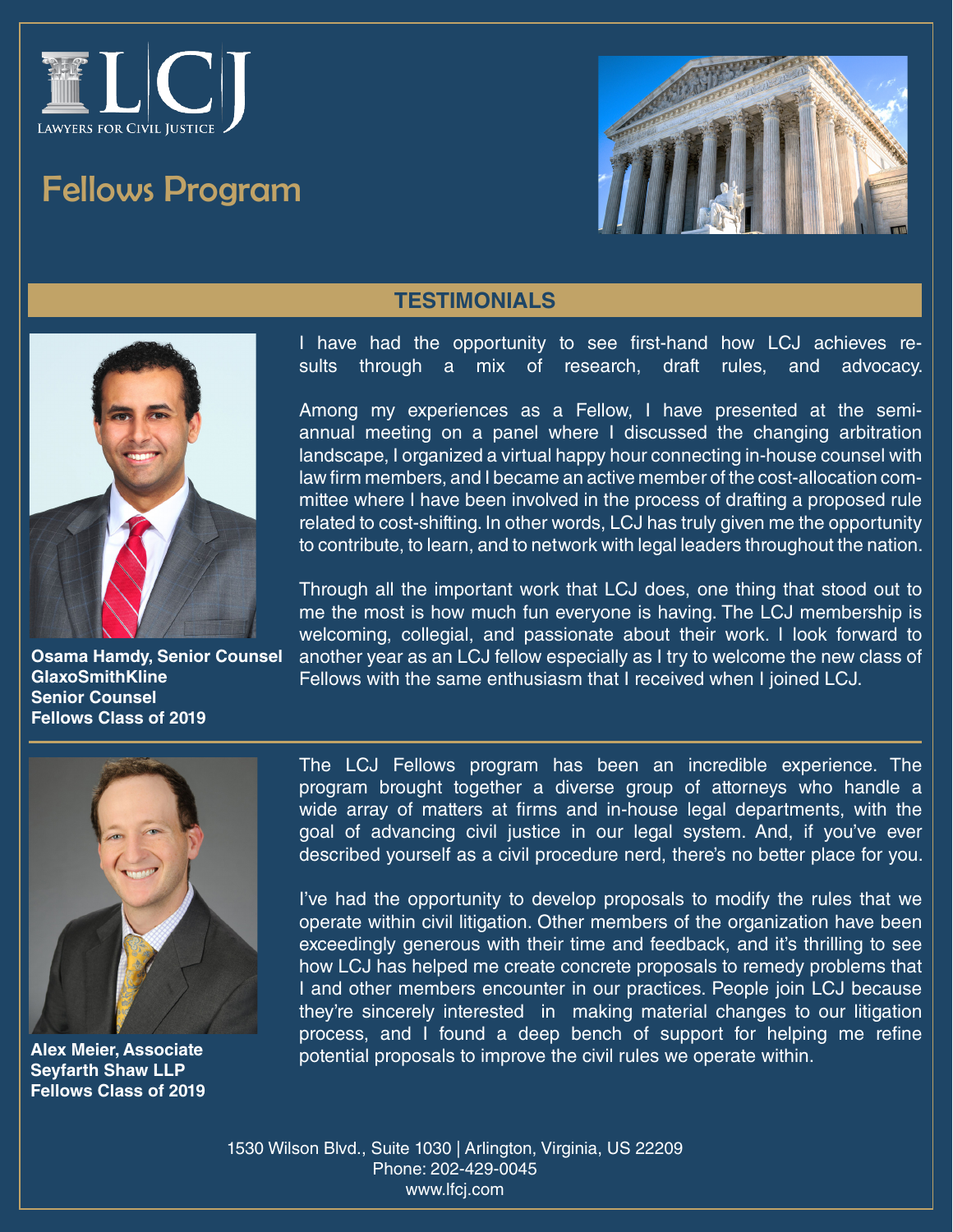LAWYERS FOR CIVIL JUSTICE

# Fellows Program

## TESTIMONIALS

I have had the opportunity to see first-hand how LCJ achieves results through a mix of research, draft rules, and advocacy.

Among my experiences as a Fellow, I have presented at the semi-annual meeting on a panel where I discussed the changing arbitration landscape, I organized a virtual happy hour connecting in-house counsel with law firm members, and I became an active member of the cost-allocation committee where I have been involved in the process of drafting a proposed rule related to cost-shifting. In other words, LCJ has truly given me the opportunity to contribute, to learn, and to network with legal leaders throughout the nation.

Through all the important work that LCJ does, one thing that stood out to me the most is how much fun everyone is having. The LCJ membership is welcoming, collegial, and passionate about their work. I look forward to another year as an LCJ fellow especially as I try to welcome the new class of Fellows with the same enthusiasm that I received when I joined LCJ.

**Osama Hamdy, Senior Counsel**
**GlaxoSmithKline**
**Senior Counsel**
**Fellows Class of 2019**

---

The LCJ Fellows program has been an incredible experience. The program brought together a diverse group of attorneys who handle a wide array of matters at firms and in-house legal departments, with the goal of advancing civil justice in our legal system. And, if you've ever described yourself as a civil procedure nerd, there's no better place for you.

I've had the opportunity to develop proposals to modify the rules that we operate within civil litigation. Other members of the organization have been exceedingly generous with their time and feedback, and it's thrilling to see how LCJ has helped me create concrete proposals to remedy problems that I and other members encounter in our practices. People join LCJ because they're sincerely interested in making material changes to our litigation process, and I found a deep bench of support for helping me refine potential proposals to improve the civil rules we operate within.

**Alex Meier, Associate**
**Seyfarth Shaw LLP**
**Fellows Class of 2019**

1530 Wilson Blvd., Suite 1030 | Arlington, Virginia, US 22209
Phone: 202-429-0045
www.lfcj.com